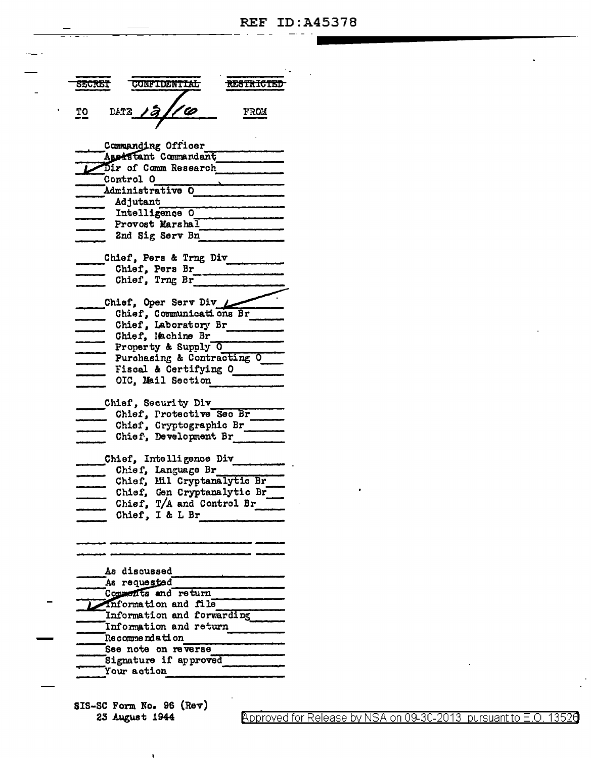~~SECRET~~ ~~CONFIDENTIAL~~ ~~RESTRICTED~~

TO DATE 12/1/6 FROM

- Commanding Officer
- Assistant Commandant
- ✓ Dir of Comm Research
- Control O
- Administrative O
  - Adjutant
  - Intelligence O
  - Provost Marshal
  - 2nd Sig Serv Bn

- Chief, Pers & Trng Div
  - Chief, Pers Br
  - Chief, Trng Br

- Chief, Oper Serv Div ✓
  - Chief, Communications Br
  - Chief, Laboratory Br
  - Chief, Machine Br
  - Property & Supply O
  - Purchasing & Contracting O
  - Fiscal & Certifying O
  - OIC, Mail Section

- Chief, Security Div
  - Chief, Protective Sec Br
  - Chief, Cryptographic Br
  - Chief, Development Br

- Chief, Intelligence Div
  - Chief, Language Br
  - Chief, Mil Cryptanalytic Br
  - Chief, Gen Cryptanalytic Br
  - Chief, T/A and Control Br
  - Chief, I & L Br

- As discussed
- As requested
- Comments and return
- ✓ Information and file
- Information and forwarding
- Information and return
- Recommendation
- See note on reverse
- Signature if approved
- Your action

SIS-SC Form No. 96 (Rev)
23 August 1944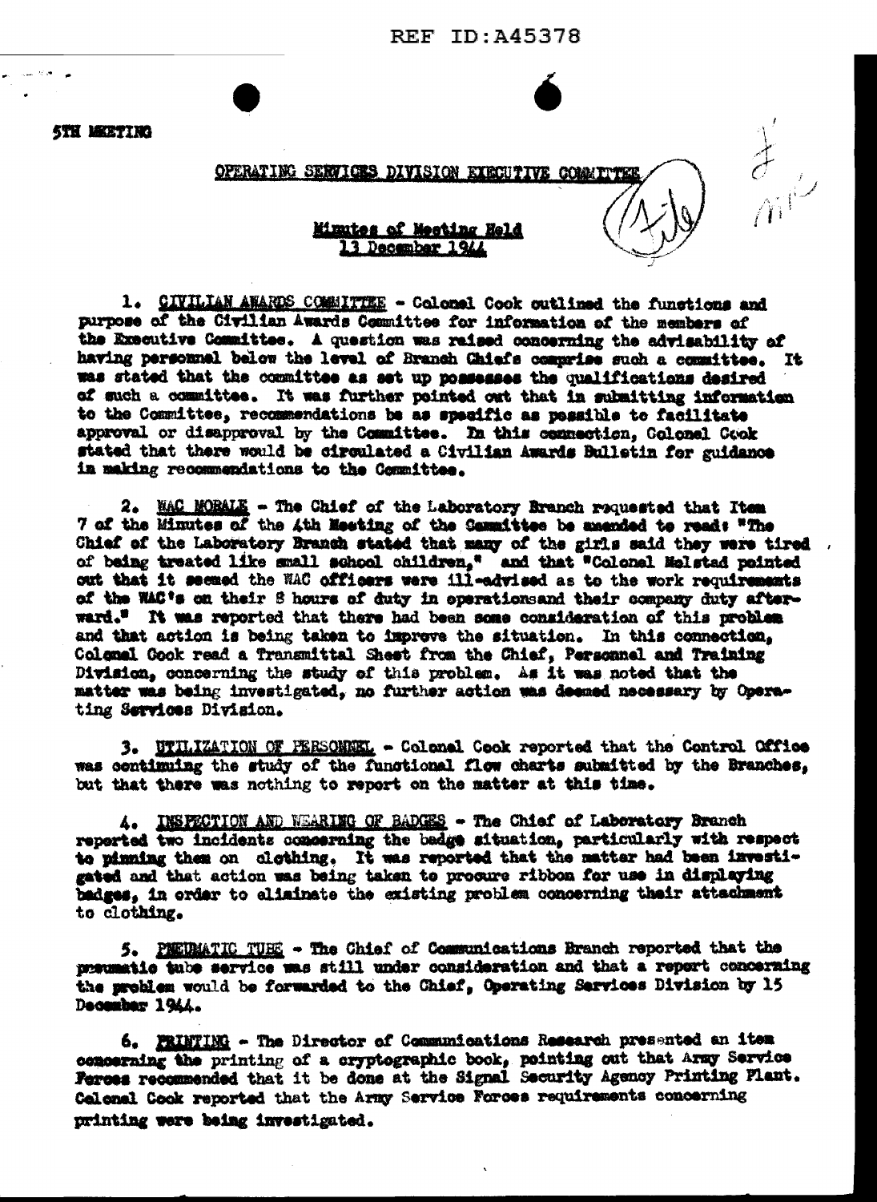REF ID:A45378

5TH MEETING

OPERATING SERVICES DIVISION EXECUTIVE COMMITTEE

Minutes of Meeting Held
13 December 1944

1. CIVILIAN AWARDS COMMITTEE - Colonel Cook outlined the functions and purpose of the Civilian Awards Committee for information of the members of the Executive Committee. A question was raised concerning the advisability of having personnel below the level of Branch Chiefs comprise such a committee. It was stated that the committee as set up possesses the qualifications desired of such a committee. It was further pointed out that in submitting information to the Committee, recommendations be as specific as possible to facilitate approval or disapproval by the Committee. In this connection, Colonel Cook stated that there would be circulated a Civilian Awards Bulletin for guidance in making recommendations to the Committee.

2. WAC MORALE - The Chief of the Laboratory Branch requested that Item 7 of the Minutes of the 4th Meeting of the Committee be amended to read: "The Chief of the Laboratory Branch stated that many of the girls said they were tired of being treated like small school children," and that "Colonel Melstad pointed out that it seemed the WAC officers were ill-advised as to the work requirements of the WAC's on their 8 hours of duty in operationsand their company duty afterward." It was reported that there had been some consideration of this problem and that action is being taken to improve the situation. In this connection, Colonel Cook read a Transmittal Sheet from the Chief, Personnel and Training Division, concerning the study of this problem. As it was noted that the matter was being investigated, no further action was deemed necessary by Operating Services Division.

3. UTILIZATION OF PERSONNEL - Colonel Cook reported that the Control Office was continuing the study of the functional flow charts submitted by the Branches, but that there was nothing to report on the matter at this time.

4. INSPECTION AND WEARING OF BADGES - The Chief of Laboratory Branch reported two incidents concerning the badge situation, particularly with respect to pinning them on clothing. It was reported that the matter had been investigated and that action was being taken to procure ribbon for use in displaying badges, in order to eliminate the existing problem concerning their attachment to clothing.

5. PNEUMATIC TUBE - The Chief of Communications Branch reported that the pneumatic tube service was still under consideration and that a report concerning the problem would be forwarded to the Chief, Operating Services Division by 15 December 1944.

6. PRINTING - The Director of Communications Research presented an item concerning the printing of a cryptographic book, pointing out that Army Service Forces recommended that it be done at the Signal Security Agency Printing Plant. Colonel Cook reported that the Army Service Forces requirements concerning printing were being investigated.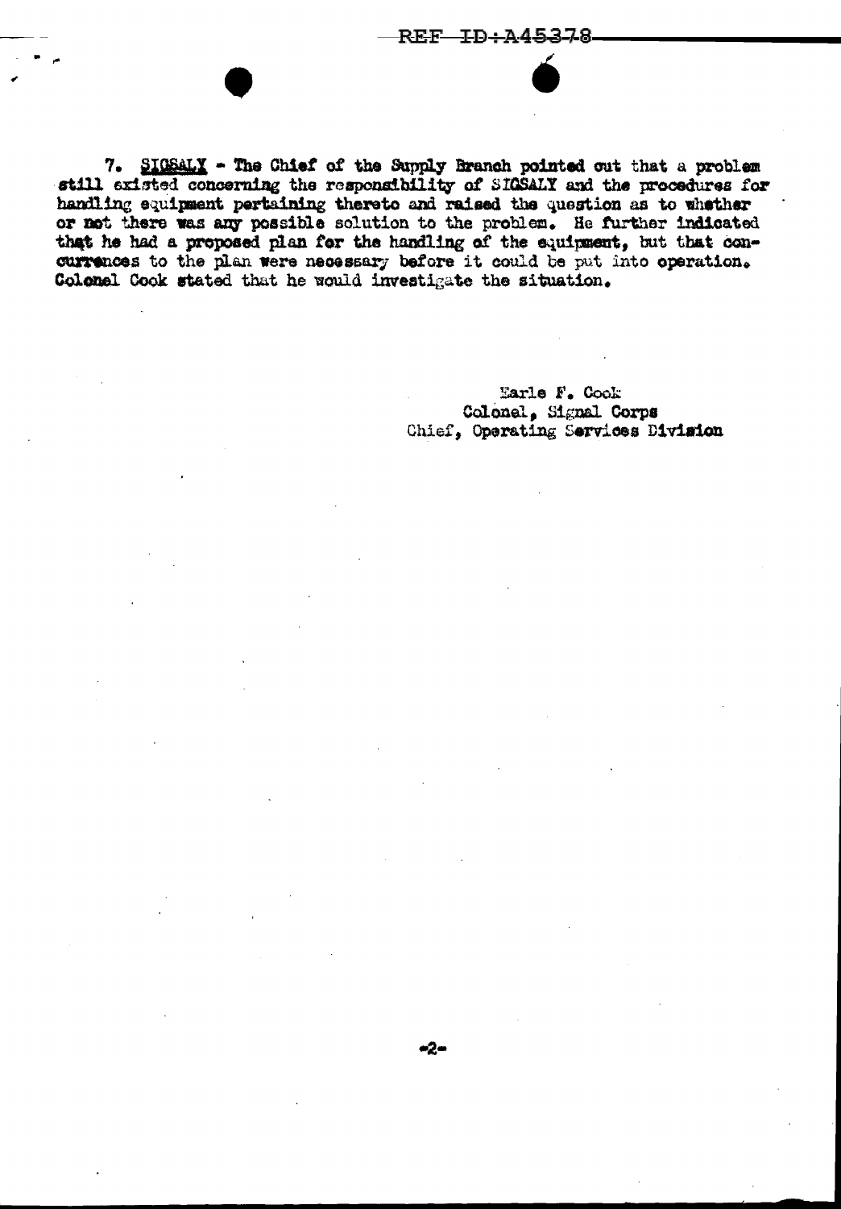7. SIGSALY - The Chief of the Supply Branch pointed out that a problem still existed concerning the responsibility of SIGSALY and the procedures for handling equipment pertaining thereto and raised the question as to whether or not there was any possible solution to the problem. He further indicated that he had a proposed plan for the handling of the equipment, but that concurrences to the plan were necessary before it could be put into operation. Colonel Cook stated that he would investigate the situation.

Earle F. Cook
Colonel, Signal Corps
Chief, Operating Services Division